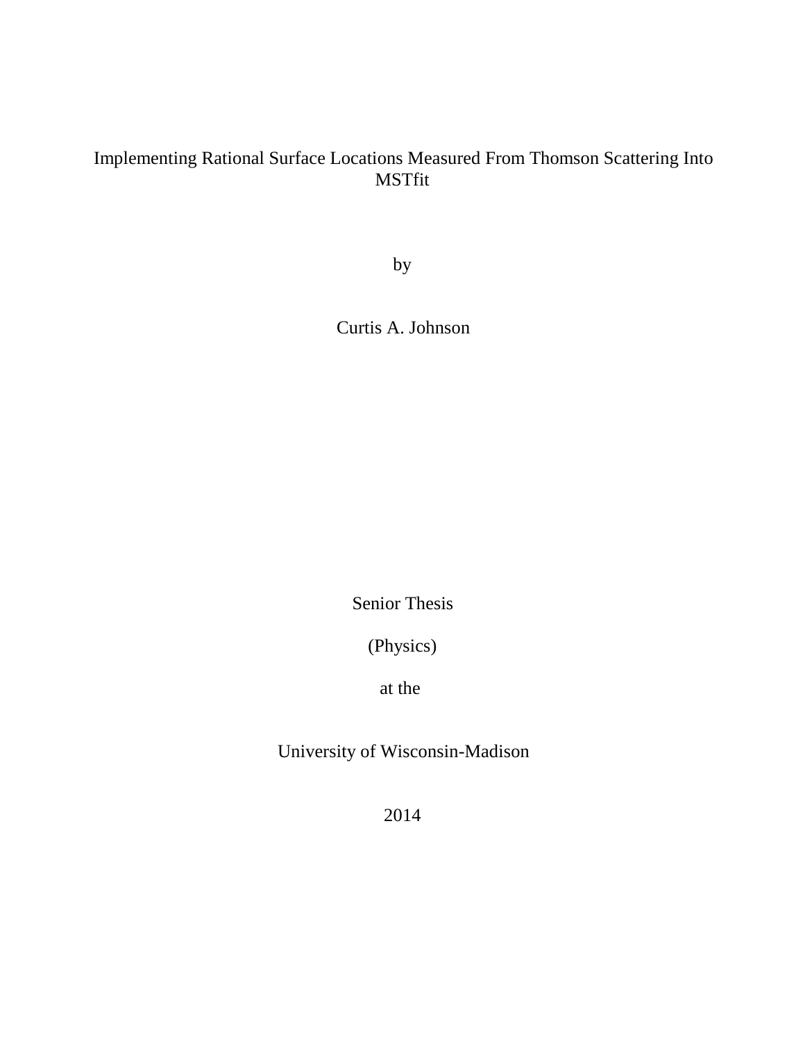# Implementing Rational Surface Locations Measured From Thomson Scattering Into MSTfit

by

Curtis A. Johnson

Senior Thesis

(Physics)

at the

University of Wisconsin-Madison

2014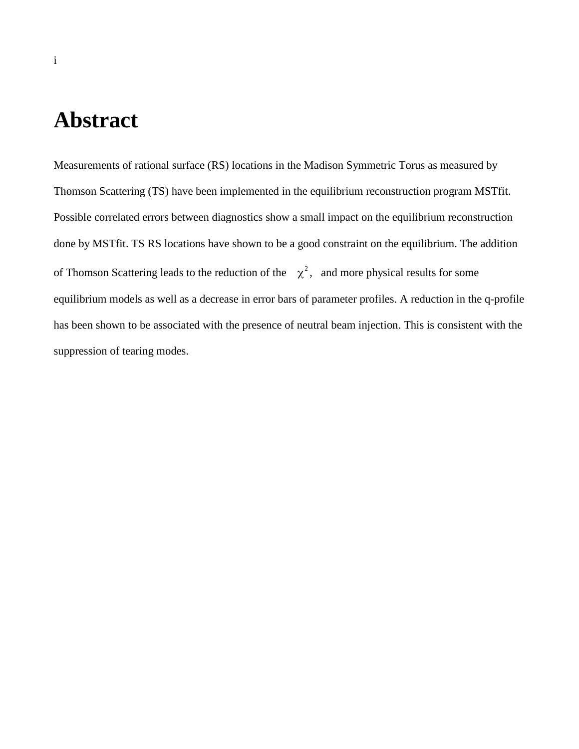# Abstract

Measurements of rational surface (RS) locations in the Madison Symmetric Torus as measured by Thomson Scattering (TS) have been implemented in the equilibrium reconstruction program MSTfit. Possible correlated errors between diagnostics show a small impact on the equilibrium reconstruction done by MSTfit. TS RS locations have shown to be a good constraint on the equilibrium. The addition of Thomson Scattering leads to the reduction of the $\chi^2$, and more physical results for some equilibrium models as well as a decrease in error bars of parameter profiles. A reduction in the q-profile has been shown to be associated with the presence of neutral beam injection. This is consistent with the suppression of tearing modes.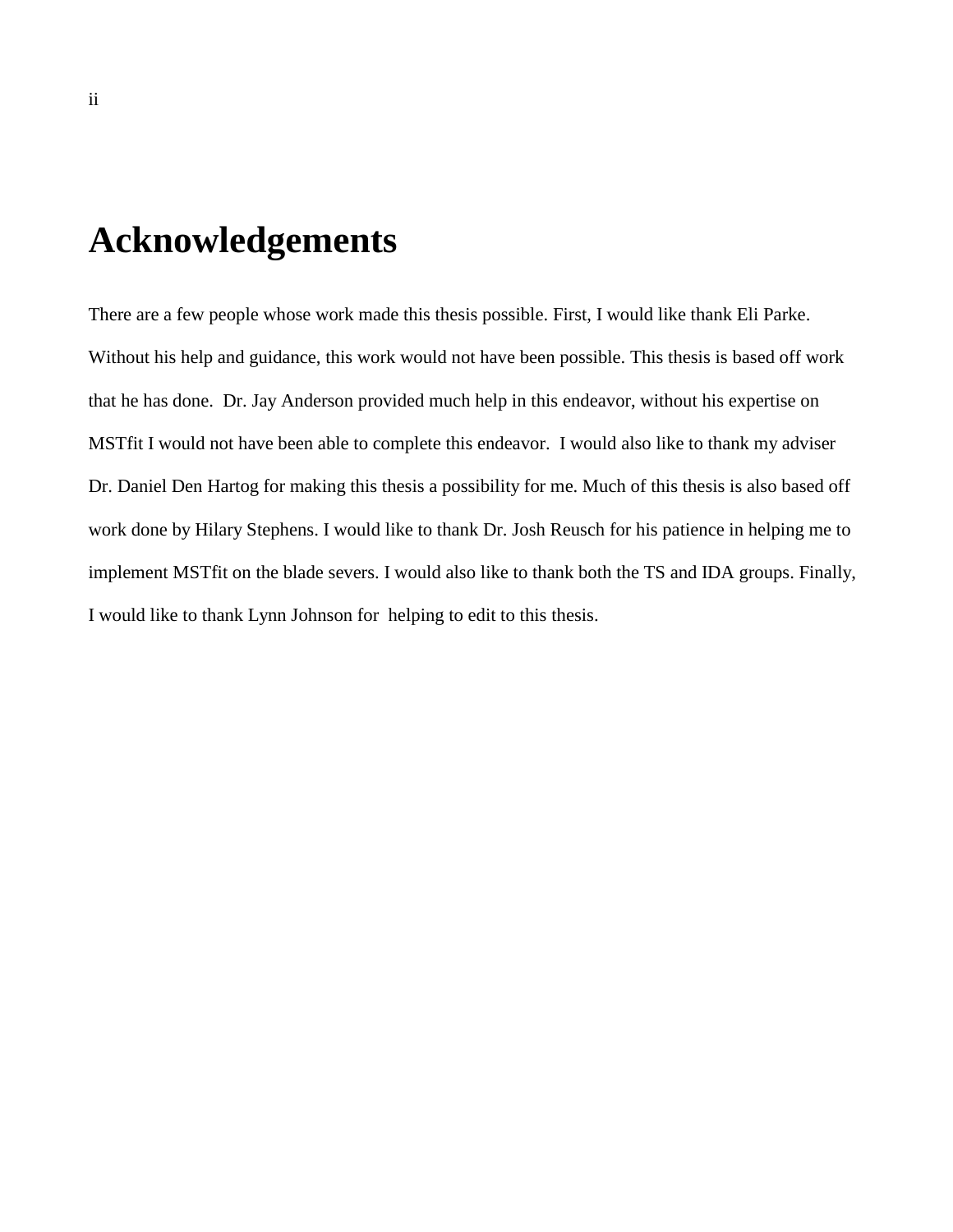# Acknowledgements

There are a few people whose work made this thesis possible. First, I would like thank Eli Parke. Without his help and guidance, this work would not have been possible. This thesis is based off work that he has done. Dr. Jay Anderson provided much help in this endeavor, without his expertise on MSTfit I would not have been able to complete this endeavor. I would also like to thank my adviser Dr. Daniel Den Hartog for making this thesis a possibility for me. Much of this thesis is also based off work done by Hilary Stephens. I would like to thank Dr. Josh Reusch for his patience in helping me to implement MSTfit on the blade severs. I would also like to thank both the TS and IDA groups. Finally, I would like to thank Lynn Johnson for helping to edit to this thesis.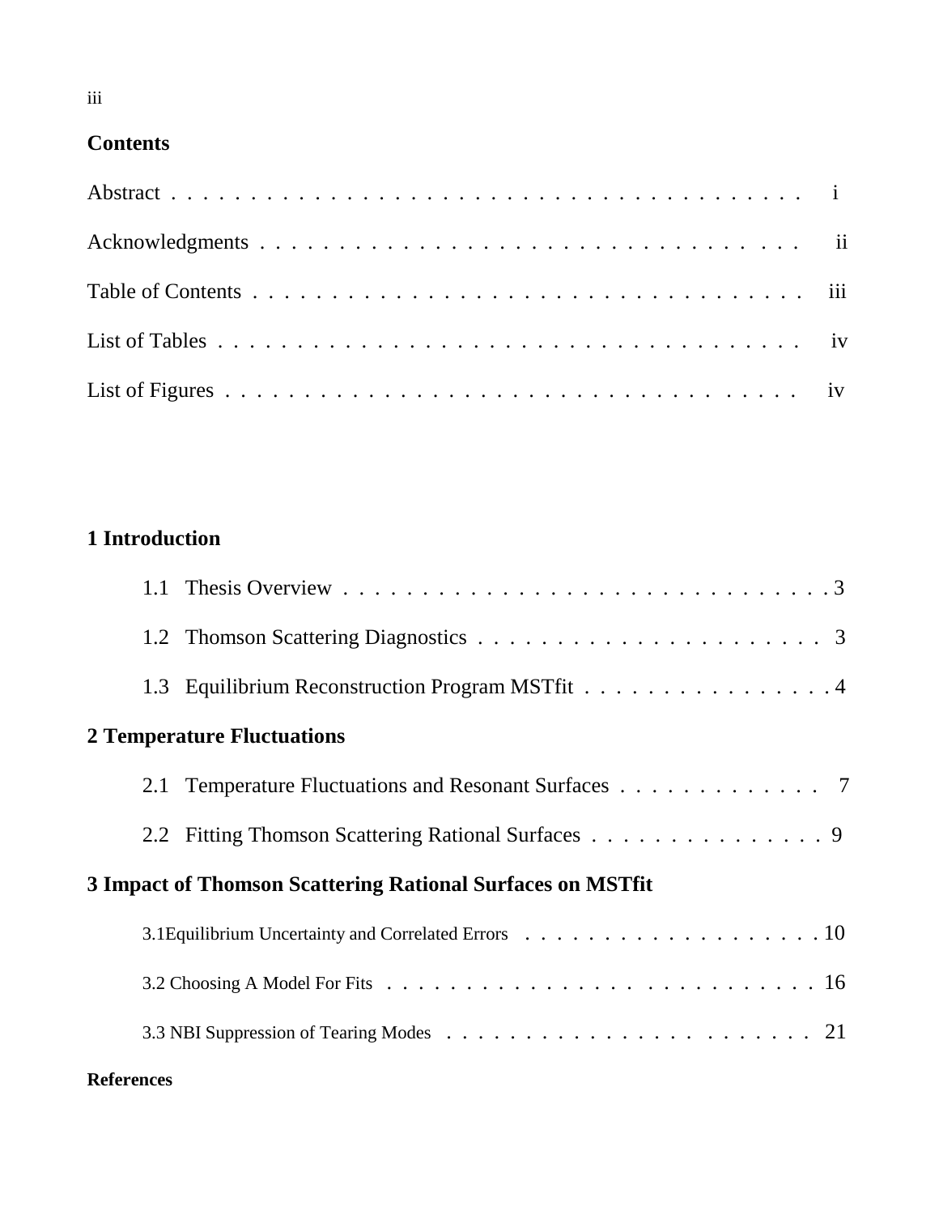## Contents

Abstract . . . . . . . . . . . . . . . . . . . . . . . . . . . . . . . . . . . . i

Acknowledgments . . . . . . . . . . . . . . . . . . . . . . . . . . . . . . . ii

Table of Contents . . . . . . . . . . . . . . . . . . . . . . . . . . . . . . iii

List of Tables . . . . . . . . . . . . . . . . . . . . . . . . . . . . . . . . iv

List of Figures . . . . . . . . . . . . . . . . . . . . . . . . . . . . . . . iv

**1 Introduction**

1.1 Thesis Overview . . . . . . . . . . . . . . . . . . . . . . . . . . . . . . 3

1.2 Thomson Scattering Diagnostics . . . . . . . . . . . . . . . . . . . . . 3

1.3 Equilibrium Reconstruction Program MSTfit . . . . . . . . . . . . . . . . 4

**2 Temperature Fluctuations**

2.1 Temperature Fluctuations and Resonant Surfaces . . . . . . . . . . . . . 7

2.2 Fitting Thomson Scattering Rational Surfaces . . . . . . . . . . . . . . . 9

**3 Impact of Thomson Scattering Rational Surfaces on MSTfit**

3.1Equilibrium Uncertainty and Correlated Errors . . . . . . . . . . . . . . . . . . . 10

3.2 Choosing A Model For Fits . . . . . . . . . . . . . . . . . . . . . . . . . . 16

3.3 NBI Suppression of Tearing Modes . . . . . . . . . . . . . . . . . . . . . . 21

**References**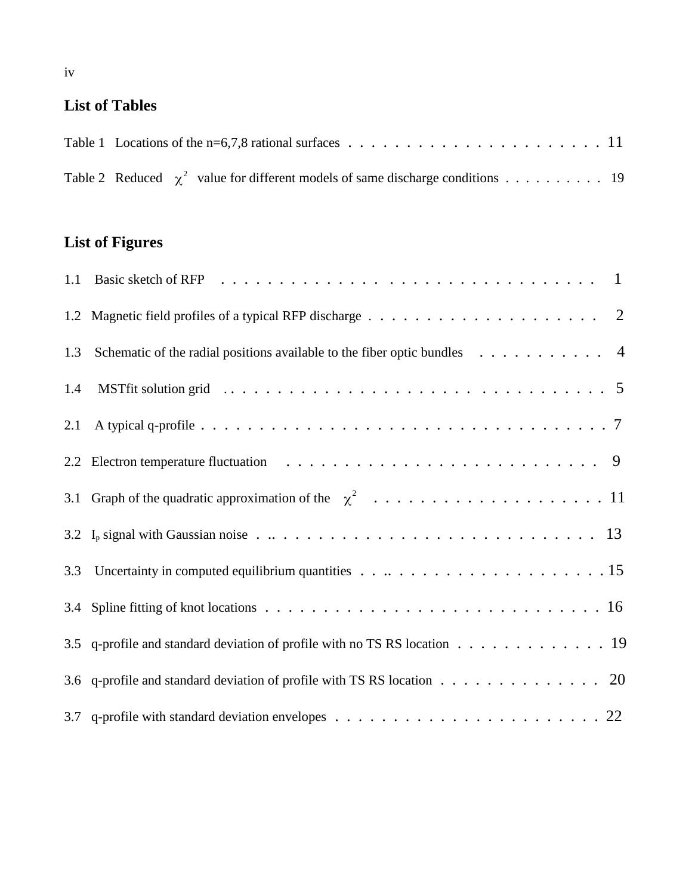## List of Tables

Table 1 Locations of the n=6,7,8 rational surfaces . . . . . . . . . . . . . . . . . . . . . . 11

Table 2 Reduced $\chi^2$ value for different models of same discharge conditions . . . . . . . . . . 19

## List of Figures

1.1 Basic sketch of RFP . . . . . . . . . . . . . . . . . . . . . . . . . . . . . . . . 1

1.2 Magnetic field profiles of a typical RFP discharge . . . . . . . . . . . . . . . . . . . . 2

1.3 Schematic of the radial positions available to the fiber optic bundles . . . . . . . . . . . 4

1.4 MSTfit solution grid . . . . . . . . . . . . . . . . . . . . . . . . . . . . . . . . . 5

2.1 A typical q-profile . . . . . . . . . . . . . . . . . . . . . . . . . . . . . . . . . . . 7

2.2 Electron temperature fluctuation . . . . . . . . . . . . . . . . . . . . . . . . . . 9

3.1 Graph of the quadratic approximation of the $\chi^2$ . . . . . . . . . . . . . . . . . . . . 11

3.2 $I_p$ signal with Gaussian noise . .. . . . . . . . . . . . . . . . . . . . . . . . . . . 13

3.3 Uncertainty in computed equilibrium quantities . . .. . . . . . . . . . . . . . . . . . . 15

3.4 Spline fitting of knot locations . . . . . . . . . . . . . . . . . . . . . . . . . . . . 16

3.5 q-profile and standard deviation of profile with no TS RS location . . . . . . . . . . . . . 19

3.6 q-profile and standard deviation of profile with TS RS location . . . . . . . . . . . . . . 20

3.7 q-profile with standard deviation envelopes . . . . . . . . . . . . . . . . . . . . . . . 22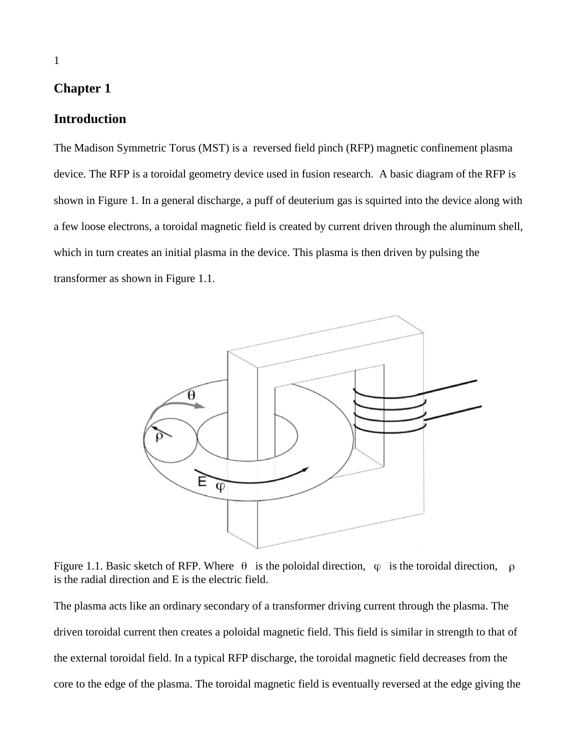# Chapter 1

## Introduction

The Madison Symmetric Torus (MST) is a reversed field pinch (RFP) magnetic confinement plasma device. The RFP is a toroidal geometry device used in fusion research. A basic diagram of the RFP is shown in Figure 1. In a general discharge, a puff of deuterium gas is squirted into the device along with a few loose electrons, a toroidal magnetic field is created by current driven through the aluminum shell, which in turn creates an initial plasma in the device. This plasma is then driven by pulsing the transformer as shown in Figure 1.1.

Figure 1.1. Basic sketch of RFP. Where $\theta$ is the poloidal direction, $\varphi$ is the toroidal direction, $\rho$ is the radial direction and E is the electric field.

The plasma acts like an ordinary secondary of a transformer driving current through the plasma. The driven toroidal current then creates a poloidal magnetic field. This field is similar in strength to that of the external toroidal field. In a typical RFP discharge, the toroidal magnetic field decreases from the core to the edge of the plasma. The toroidal magnetic field is eventually reversed at the edge giving the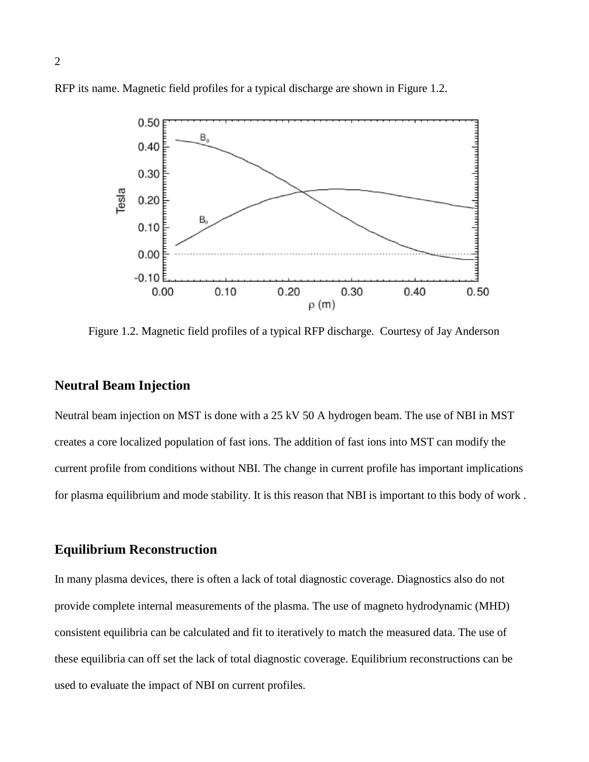RFP its name. Magnetic field profiles for a typical discharge are shown in Figure 1.2.

Figure 1.2. Magnetic field profiles of a typical RFP discharge. Courtesy of Jay Anderson

## Neutral Beam Injection

Neutral beam injection on MST is done with a 25 kV 50 A hydrogen beam. The use of NBI in MST creates a core localized population of fast ions. The addition of fast ions into MST can modify the current profile from conditions without NBI. The change in current profile has important implications for plasma equilibrium and mode stability. It is this reason that NBI is important to this body of work .

## Equilibrium Reconstruction

In many plasma devices, there is often a lack of total diagnostic coverage. Diagnostics also do not provide complete internal measurements of the plasma. The use of magneto hydrodynamic (MHD) consistent equilibria can be calculated and fit to iteratively to match the measured data. The use of these equilibria can off set the lack of total diagnostic coverage. Equilibrium reconstructions can be used to evaluate the impact of NBI on current profiles.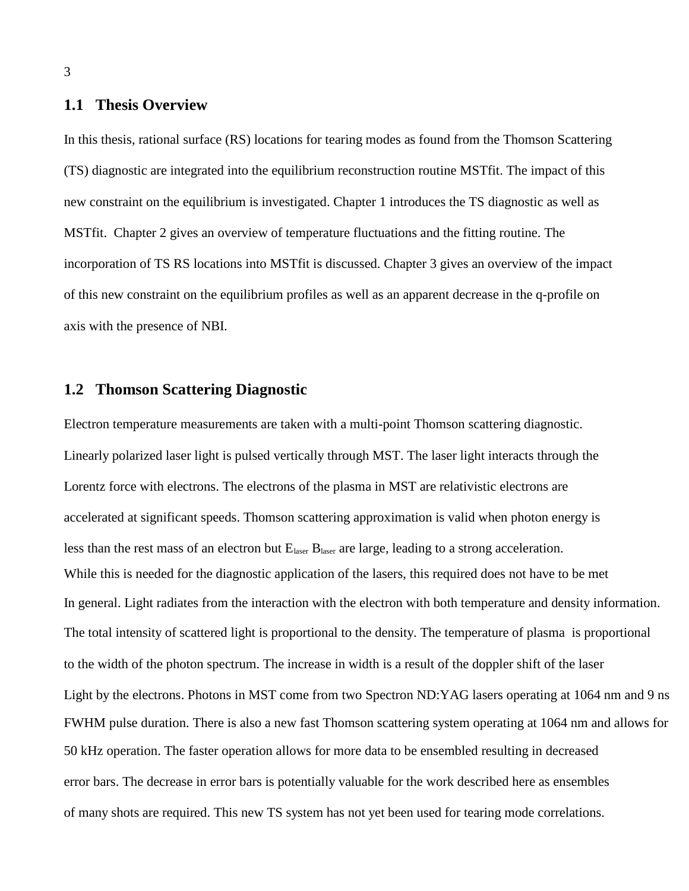## 1.1 Thesis Overview

In this thesis, rational surface (RS) locations for tearing modes as found from the Thomson Scattering (TS) diagnostic are integrated into the equilibrium reconstruction routine MSTfit. The impact of this new constraint on the equilibrium is investigated. Chapter 1 introduces the TS diagnostic as well as MSTfit. Chapter 2 gives an overview of temperature fluctuations and the fitting routine. The incorporation of TS RS locations into MSTfit is discussed. Chapter 3 gives an overview of the impact of this new constraint on the equilibrium profiles as well as an apparent decrease in the q-profile on axis with the presence of NBI.

## 1.2 Thomson Scattering Diagnostic

Electron temperature measurements are taken with a multi-point Thomson scattering diagnostic. Linearly polarized laser light is pulsed vertically through MST. The laser light interacts through the Lorentz force with electrons. The electrons of the plasma in MST are relativistic electrons are accelerated at significant speeds. Thomson scattering approximation is valid when photon energy is less than the rest mass of an electron but $E_{laser}$ $B_{laser}$ are large, leading to a strong acceleration. While this is needed for the diagnostic application of the lasers, this required does not have to be met In general. Light radiates from the interaction with the electron with both temperature and density information. The total intensity of scattered light is proportional to the density. The temperature of plasma is proportional to the width of the photon spectrum. The increase in width is a result of the doppler shift of the laser Light by the electrons. Photons in MST come from two Spectron ND:YAG lasers operating at 1064 nm and 9 ns FWHM pulse duration. There is also a new fast Thomson scattering system operating at 1064 nm and allows for 50 kHz operation. The faster operation allows for more data to be ensembled resulting in decreased error bars. The decrease in error bars is potentially valuable for the work described here as ensembles of many shots are required. This new TS system has not yet been used for tearing mode correlations.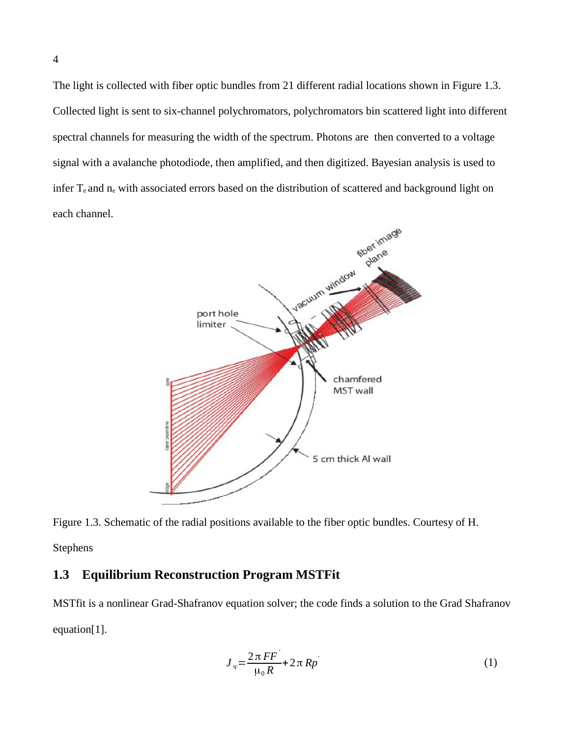The light is collected with fiber optic bundles from 21 different radial locations shown in Figure 1.3. Collected light is sent to six-channel polychromators, polychromators bin scattered light into different spectral channels for measuring the width of the spectrum. Photons are then converted to a voltage signal with a avalanche photodiode, then amplified, and then digitized. Bayesian analysis is used to infer $T_e$ and $n_e$ with associated errors based on the distribution of scattered and background light on each channel.

Figure 1.3. Schematic of the radial positions available to the fiber optic bundles. Courtesy of H. Stephens

## 1.3 Equilibrium Reconstruction Program MSTFit

MSTfit is a nonlinear Grad-Shafranov equation solver; the code finds a solution to the Grad Shafranov equation[1].

$$J_{\varphi} = \frac{2\pi F F'}{\mu_0 R} + 2\pi R p' \tag{1}$$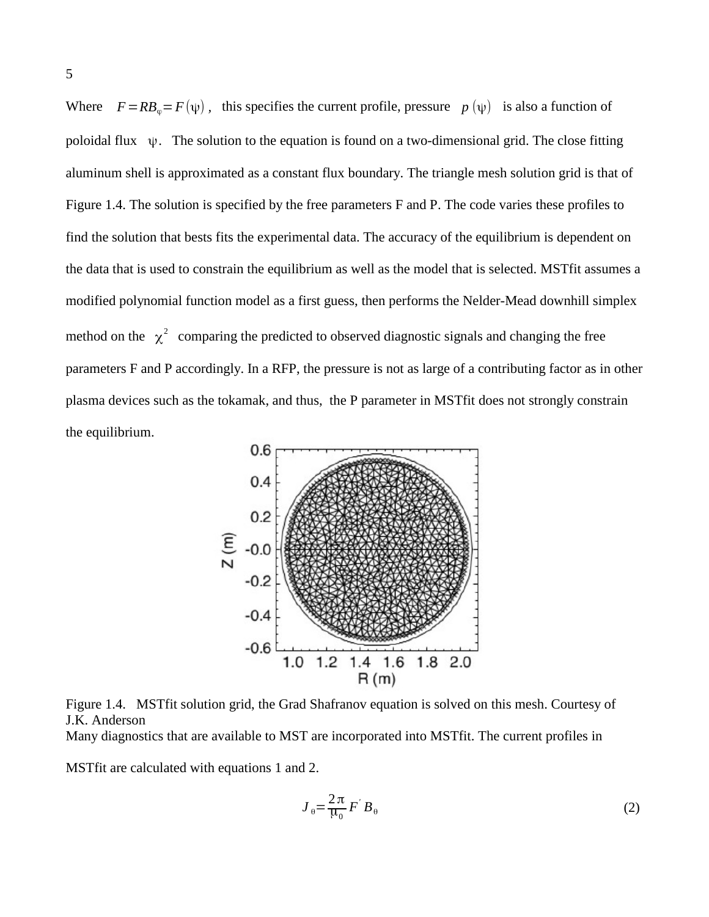Where $F = RB_\varphi = F(\psi)$, this specifies the current profile, pressure $p(\psi)$ is also a function of poloidal flux $\psi$. The solution to the equation is found on a two-dimensional grid. The close fitting aluminum shell is approximated as a constant flux boundary. The triangle mesh solution grid is that of Figure 1.4. The solution is specified by the free parameters F and P. The code varies these profiles to find the solution that bests fits the experimental data. The accuracy of the equilibrium is dependent on the data that is used to constrain the equilibrium as well as the model that is selected. MSTfit assumes a modified polynomial function model as a first guess, then performs the Nelder-Mead downhill simplex method on the $\chi^2$ comparing the predicted to observed diagnostic signals and changing the free parameters F and P accordingly. In a RFP, the pressure is not as large of a contributing factor as in other plasma devices such as the tokamak, and thus, the P parameter in MSTfit does not strongly constrain the equilibrium.

Figure 1.4. MSTfit solution grid, the Grad Shafranov equation is solved on this mesh. Courtesy of J.K. Anderson

Many diagnostics that are available to MST are incorporated into MSTfit. The current profiles in MSTfit are calculated with equations 1 and 2.

$$J_\theta = \frac{2\pi}{\mu_0} F' B_\theta \tag{2}$$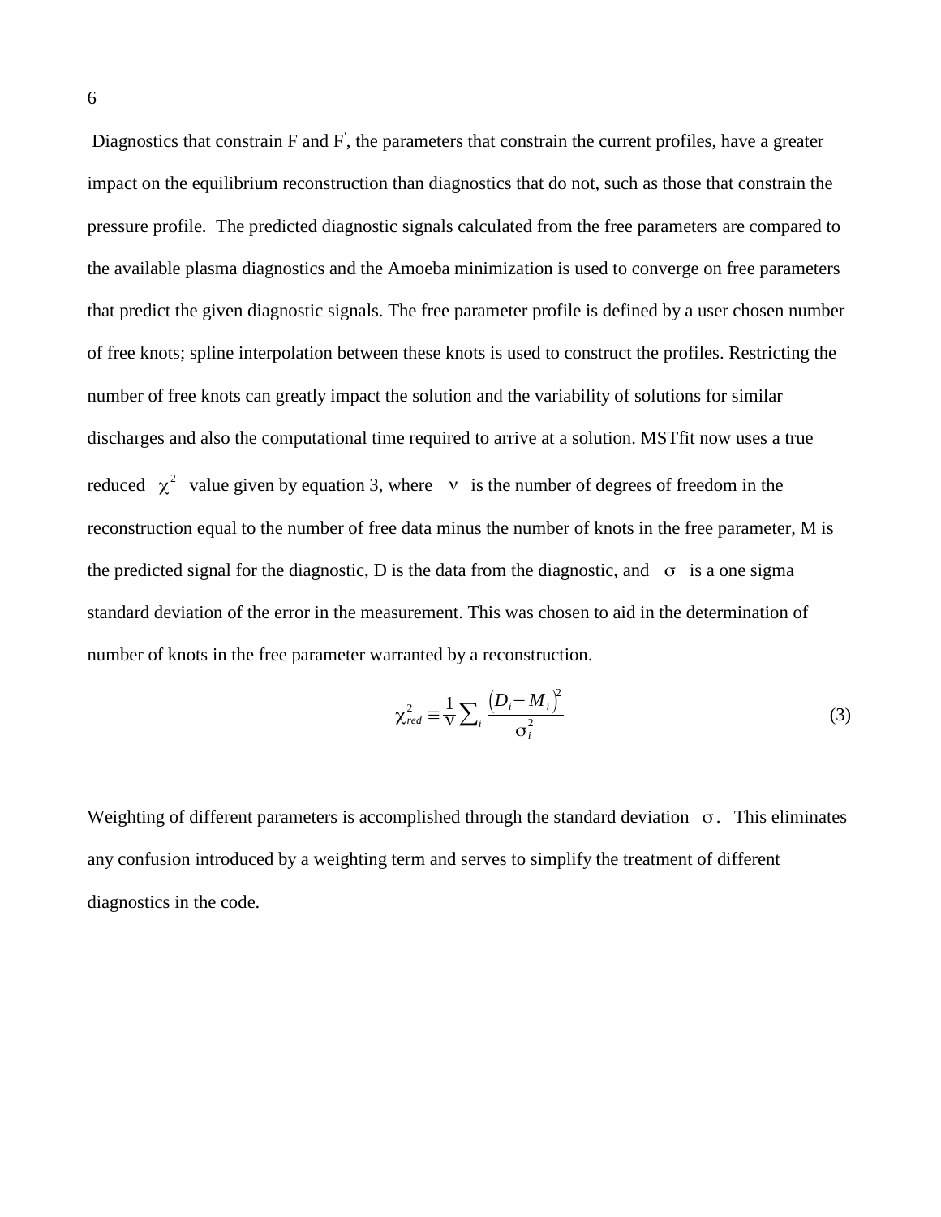Diagnostics that constrain F and $F'$, the parameters that constrain the current profiles, have a greater impact on the equilibrium reconstruction than diagnostics that do not, such as those that constrain the pressure profile. The predicted diagnostic signals calculated from the free parameters are compared to the available plasma diagnostics and the Amoeba minimization is used to converge on free parameters that predict the given diagnostic signals. The free parameter profile is defined by a user chosen number of free knots; spline interpolation between these knots is used to construct the profiles. Restricting the number of free knots can greatly impact the solution and the variability of solutions for similar discharges and also the computational time required to arrive at a solution. MSTfit now uses a true reduced $\chi^2$ value given by equation 3, where $\nu$ is the number of degrees of freedom in the reconstruction equal to the number of free data minus the number of knots in the free parameter, M is the predicted signal for the diagnostic, D is the data from the diagnostic, and $\sigma$ is a one sigma standard deviation of the error in the measurement. This was chosen to aid in the determination of number of knots in the free parameter warranted by a reconstruction.

$$\chi_{red}^2 \equiv \frac{1}{\nu} \sum_i \frac{\left(D_i - M_i\right)^2}{\sigma_i^2} \tag{3}$$

Weighting of different parameters is accomplished through the standard deviation $\sigma$. This eliminates any confusion introduced by a weighting term and serves to simplify the treatment of different diagnostics in the code.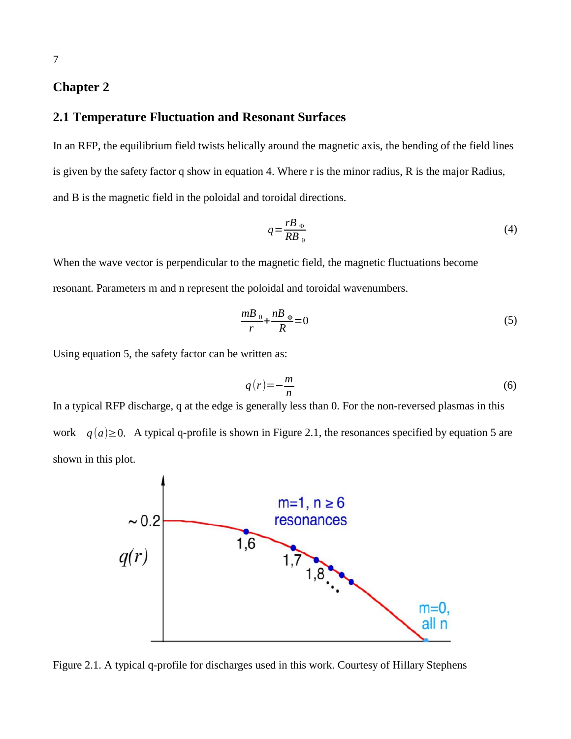## Chapter 2

### 2.1 Temperature Fluctuation and Resonant Surfaces

In an RFP, the equilibrium field twists helically around the magnetic axis, the bending of the field lines is given by the safety factor q show in equation 4. Where r is the minor radius, R is the major Radius, and B is the magnetic field in the poloidal and toroidal directions.

$$q = \frac{rB_{\Phi}}{RB_{\theta}} \tag{4}$$

When the wave vector is perpendicular to the magnetic field, the magnetic fluctuations become resonant. Parameters m and n represent the poloidal and toroidal wavenumbers.

$$\frac{mB_{\theta}}{r} + \frac{nB_{\Phi}}{R} = 0 \tag{5}$$

Using equation 5, the safety factor can be written as:

$$q(r) = -\frac{m}{n} \tag{6}$$

In a typical RFP discharge, q at the edge is generally less than 0. For the non-reversed plasmas in this work $q(a) \geq 0$. A typical q-profile is shown in Figure 2.1, the resonances specified by equation 5 are shown in this plot.

Figure 2.1. A typical q-profile for discharges used in this work. Courtesy of Hillary Stephens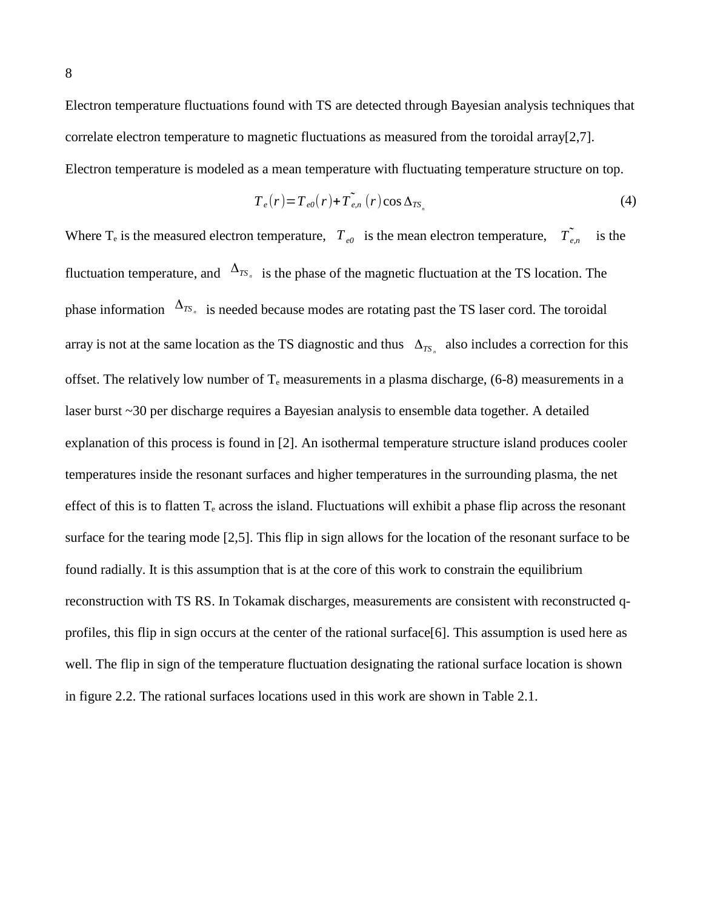Electron temperature fluctuations found with TS are detected through Bayesian analysis techniques that correlate electron temperature to magnetic fluctuations as measured from the toroidal array[2,7]. Electron temperature is modeled as a mean temperature with fluctuating temperature structure on top.

$$T_e(r) = T_{e0}(r) + \tilde{T}_{e,n}(r)\cos\Delta_{TS_n} \tag{4}$$

Where $T_e$ is the measured electron temperature, $T_{e0}$ is the mean electron temperature, $\tilde{T}_{e,n}$ is the fluctuation temperature, and $\Delta_{TS_n}$ is the phase of the magnetic fluctuation at the TS location. The phase information $\Delta_{TS_n}$ is needed because modes are rotating past the TS laser cord. The toroidal array is not at the same location as the TS diagnostic and thus $\Delta_{TS_n}$ also includes a correction for this offset. The relatively low number of $T_e$ measurements in a plasma discharge, (6-8) measurements in a laser burst ~30 per discharge requires a Bayesian analysis to ensemble data together. A detailed explanation of this process is found in [2]. An isothermal temperature structure island produces cooler temperatures inside the resonant surfaces and higher temperatures in the surrounding plasma, the net effect of this is to flatten $T_e$ across the island. Fluctuations will exhibit a phase flip across the resonant surface for the tearing mode [2,5]. This flip in sign allows for the location of the resonant surface to be found radially. It is this assumption that is at the core of this work to constrain the equilibrium reconstruction with TS RS. In Tokamak discharges, measurements are consistent with reconstructed q-profiles, this flip in sign occurs at the center of the rational surface[6]. This assumption is used here as well. The flip in sign of the temperature fluctuation designating the rational surface location is shown in figure 2.2. The rational surfaces locations used in this work are shown in Table 2.1.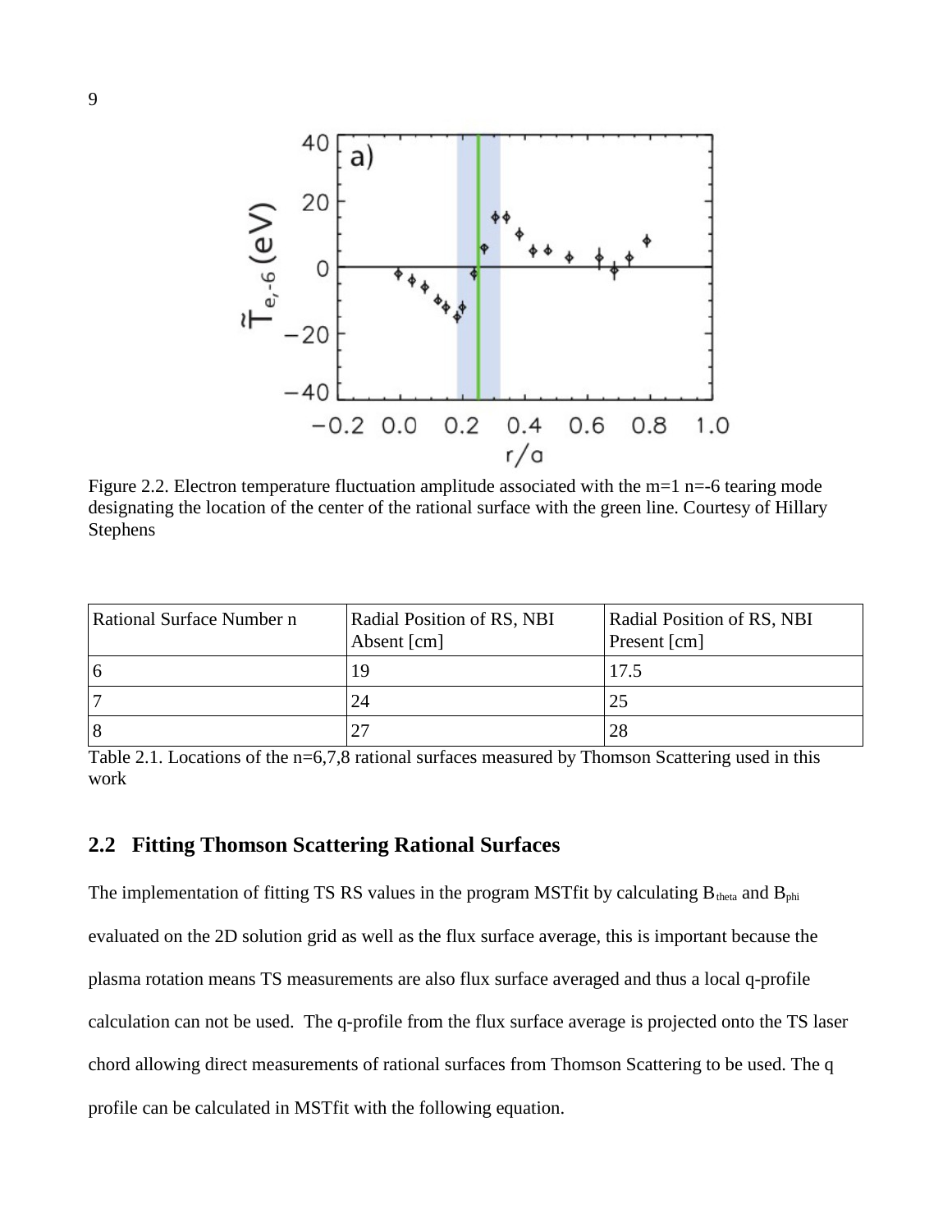Figure 2.2. Electron temperature fluctuation amplitude associated with the m=1 n=-6 tearing mode designating the location of the center of the rational surface with the green line. Courtesy of Hillary Stephens

| Rational Surface Number n | Radial Position of RS, NBI Absent [cm] | Radial Position of RS, NBI Present [cm] |
|---|---|---|
| 6 | 19 | 17.5 |
| 7 | 24 | 25 |
| 8 | 27 | 28 |

Table 2.1. Locations of the n=6,7,8 rational surfaces measured by Thomson Scattering used in this work

## 2.2 Fitting Thomson Scattering Rational Surfaces

The implementation of fitting TS RS values in the program MSTfit by calculating $B_{theta}$ and $B_{phi}$ evaluated on the 2D solution grid as well as the flux surface average, this is important because the plasma rotation means TS measurements are also flux surface averaged and thus a local q-profile calculation can not be used. The q-profile from the flux surface average is projected onto the TS laser chord allowing direct measurements of rational surfaces from Thomson Scattering to be used. The q profile can be calculated in MSTfit with the following equation.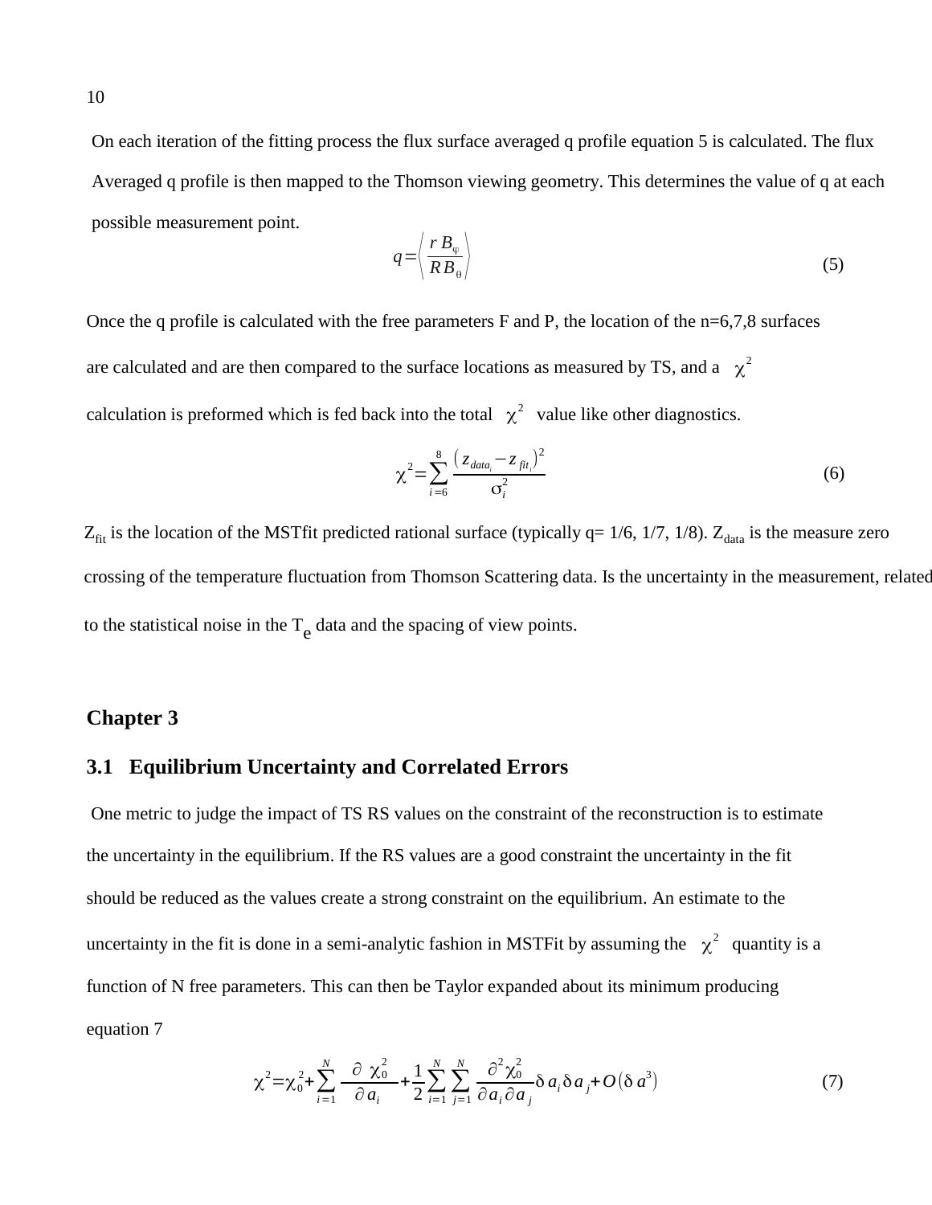On each iteration of the fitting process the flux surface averaged q profile equation 5 is calculated. The flux Averaged q profile is then mapped to the Thomson viewing geometry. This determines the value of q at each possible measurement point.

$$q = \left\langle \frac{r B_\varphi}{R B_\theta} \right\rangle \tag{5}$$

Once the q profile is calculated with the free parameters F and P, the location of the n=6,7,8 surfaces are calculated and are then compared to the surface locations as measured by TS, and a $\chi^2$ calculation is preformed which is fed back into the total $\chi^2$ value like other diagnostics.

$$\chi^2 = \sum_{i=6}^{8} \frac{\left(z_{data_i} - z_{fit_i}\right)^2}{\sigma_i^2} \tag{6}$$

$Z_{fit}$ is the location of the MSTfit predicted rational surface (typically q= 1/6, 1/7, 1/8). $Z_{data}$ is the measure zero crossing of the temperature fluctuation from Thomson Scattering data. Is the uncertainty in the measurement, related to the statistical noise in the $T_e$ data and the spacing of view points.

# Chapter 3

## 3.1 Equilibrium Uncertainty and Correlated Errors

One metric to judge the impact of TS RS values on the constraint of the reconstruction is to estimate the uncertainty in the equilibrium. If the RS values are a good constraint the uncertainty in the fit should be reduced as the values create a strong constraint on the equilibrium. An estimate to the uncertainty in the fit is done in a semi-analytic fashion in MSTFit by assuming the $\chi^2$ quantity is a function of N free parameters. This can then be Taylor expanded about its minimum producing equation 7

$$\chi^2 = \chi_0^2 + \sum_{i=1}^{N} \frac{\partial \chi_0^2}{\partial a_i} + \frac{1}{2} \sum_{i=1}^{N} \sum_{j=1}^{N} \frac{\partial^2 \chi_0^2}{\partial a_i \partial a_j} \delta a_i \delta a_j + O(\delta a^3) \tag{7}$$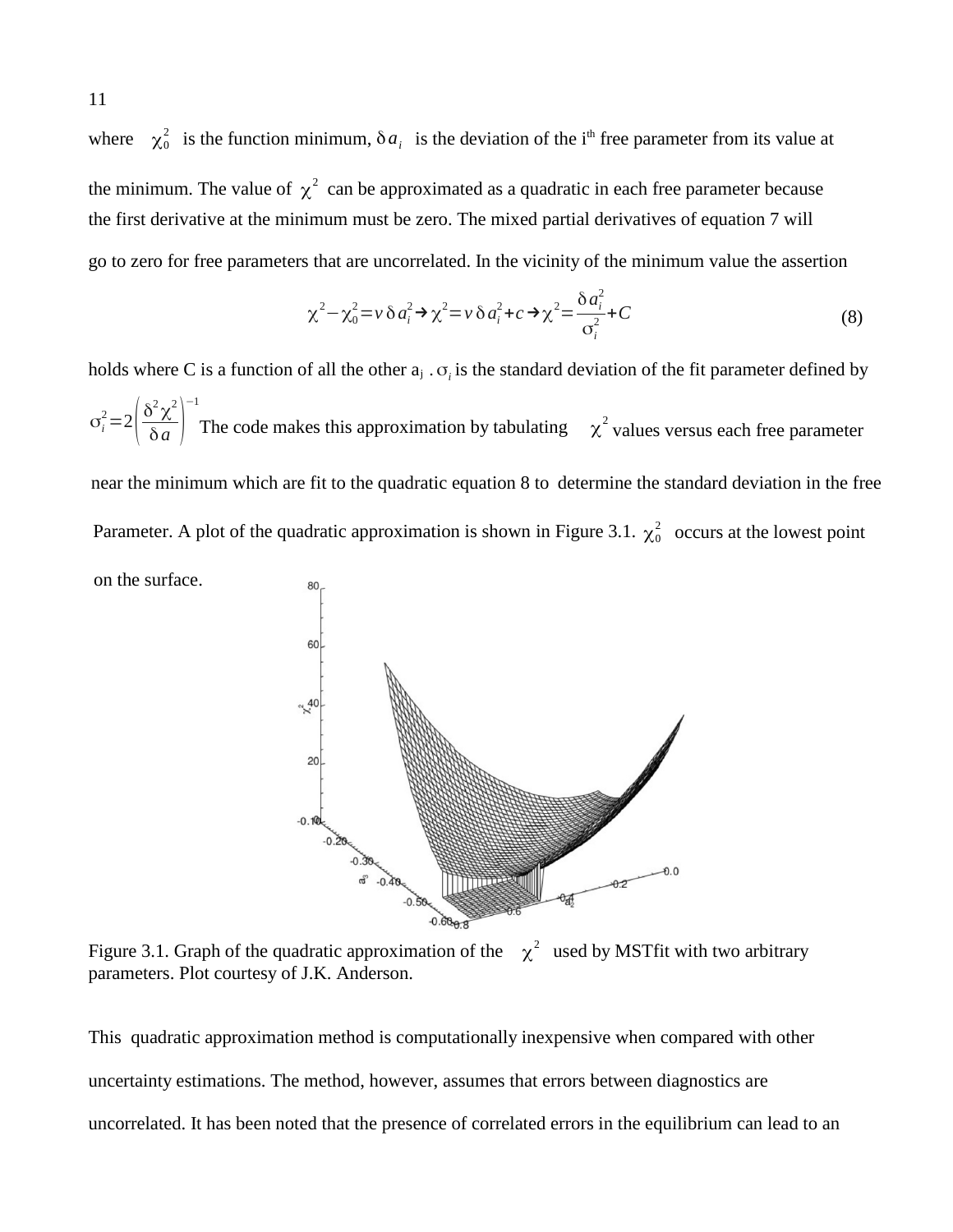where $\chi_0^2$ is the function minimum, $\delta a_i$ is the deviation of the i[th] free parameter from its value at the minimum. The value of $\chi^2$ can be approximated as a quadratic in each free parameter because the first derivative at the minimum must be zero. The mixed partial derivatives of equation 7 will go to zero for free parameters that are uncorrelated. In the vicinity of the minimum value the assertion

$$\chi^2 - \chi_0^2 = v\,\delta a_i^2 \rightarrow \chi^2 = v\,\delta a_i^2 + c \rightarrow \chi^2 = \frac{\delta a_i^2}{\sigma_i^2} + C \tag{8}$$

holds where C is a function of all the other $a_j$ . $\sigma_i$ is the standard deviation of the fit parameter defined by $\sigma_i^2 = 2\left(\frac{\delta^2 \chi^2}{\delta a}\right)^{-1}$ The code makes this approximation by tabulating $\chi^2$ values versus each free parameter near the minimum which are fit to the quadratic equation 8 to determine the standard deviation in the free Parameter. A plot of the quadratic approximation is shown in Figure 3.1. $\chi_0^2$ occurs at the lowest point on the surface.

Figure 3.1. Graph of the quadratic approximation of the $\chi^2$ used by MSTfit with two arbitrary parameters. Plot courtesy of J.K. Anderson.

This quadratic approximation method is computationally inexpensive when compared with other uncertainty estimations. The method, however, assumes that errors between diagnostics are uncorrelated. It has been noted that the presence of correlated errors in the equilibrium can lead to an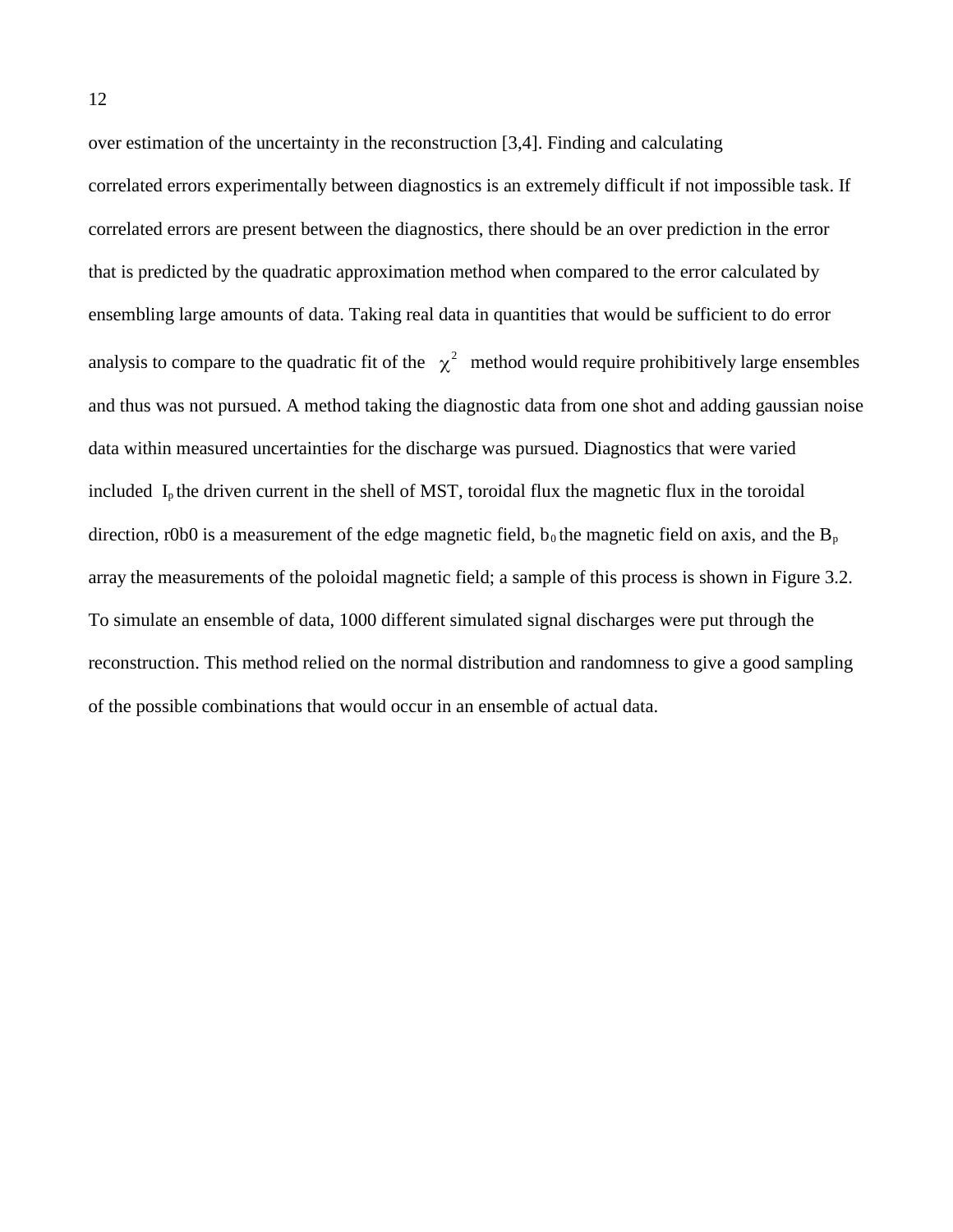over estimation of the uncertainty in the reconstruction [3,4]. Finding and calculating correlated errors experimentally between diagnostics is an extremely difficult if not impossible task. If correlated errors are present between the diagnostics, there should be an over prediction in the error that is predicted by the quadratic approximation method when compared to the error calculated by ensembling large amounts of data. Taking real data in quantities that would be sufficient to do error analysis to compare to the quadratic fit of the $\chi^2$ method would require prohibitively large ensembles and thus was not pursued. A method taking the diagnostic data from one shot and adding gaussian noise data within measured uncertainties for the discharge was pursued. Diagnostics that were varied included $I_p$ the driven current in the shell of MST, toroidal flux the magnetic flux in the toroidal direction, r0b0 is a measurement of the edge magnetic field, $b_0$ the magnetic field on axis, and the $B_p$ array the measurements of the poloidal magnetic field; a sample of this process is shown in Figure 3.2. To simulate an ensemble of data, 1000 different simulated signal discharges were put through the reconstruction. This method relied on the normal distribution and randomness to give a good sampling of the possible combinations that would occur in an ensemble of actual data.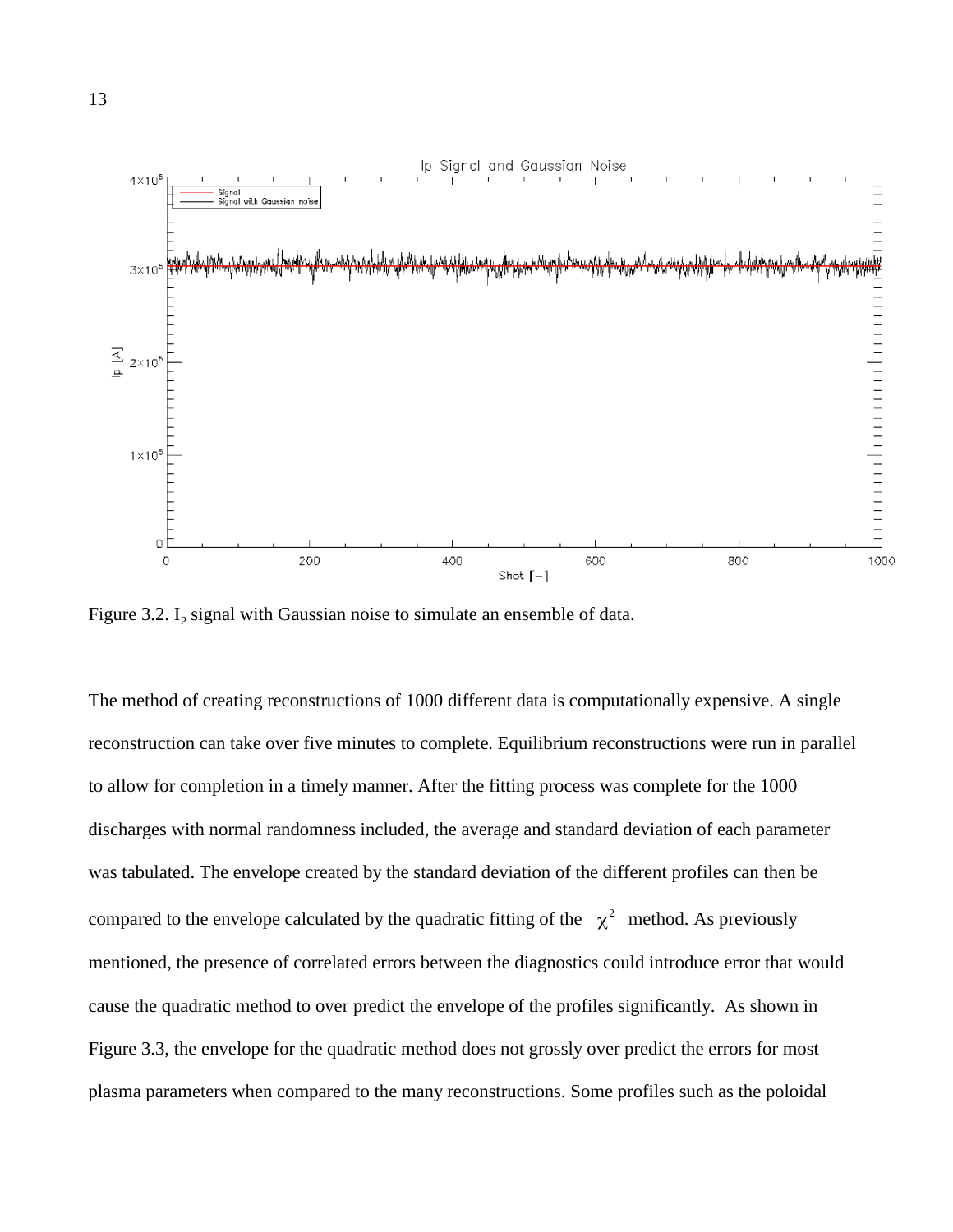Figure 3.2. $I_p$ signal with Gaussian noise to simulate an ensemble of data.

The method of creating reconstructions of 1000 different data is computationally expensive. A single reconstruction can take over five minutes to complete. Equilibrium reconstructions were run in parallel to allow for completion in a timely manner. After the fitting process was complete for the 1000 discharges with normal randomness included, the average and standard deviation of each parameter was tabulated. The envelope created by the standard deviation of the different profiles can then be compared to the envelope calculated by the quadratic fitting of the $\chi^2$ method. As previously mentioned, the presence of correlated errors between the diagnostics could introduce error that would cause the quadratic method to over predict the envelope of the profiles significantly. As shown in Figure 3.3, the envelope for the quadratic method does not grossly over predict the errors for most plasma parameters when compared to the many reconstructions. Some profiles such as the poloidal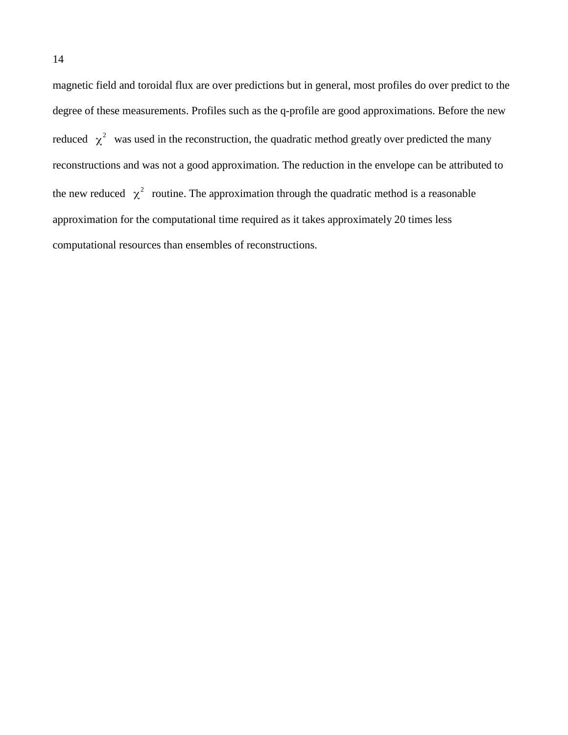magnetic field and toroidal flux are over predictions but in general, most profiles do over predict to the degree of these measurements. Profiles such as the q-profile are good approximations. Before the new reduced $\chi^2$ was used in the reconstruction, the quadratic method greatly over predicted the many reconstructions and was not a good approximation. The reduction in the envelope can be attributed to the new reduced $\chi^2$ routine. The approximation through the quadratic method is a reasonable approximation for the computational time required as it takes approximately 20 times less computational resources than ensembles of reconstructions.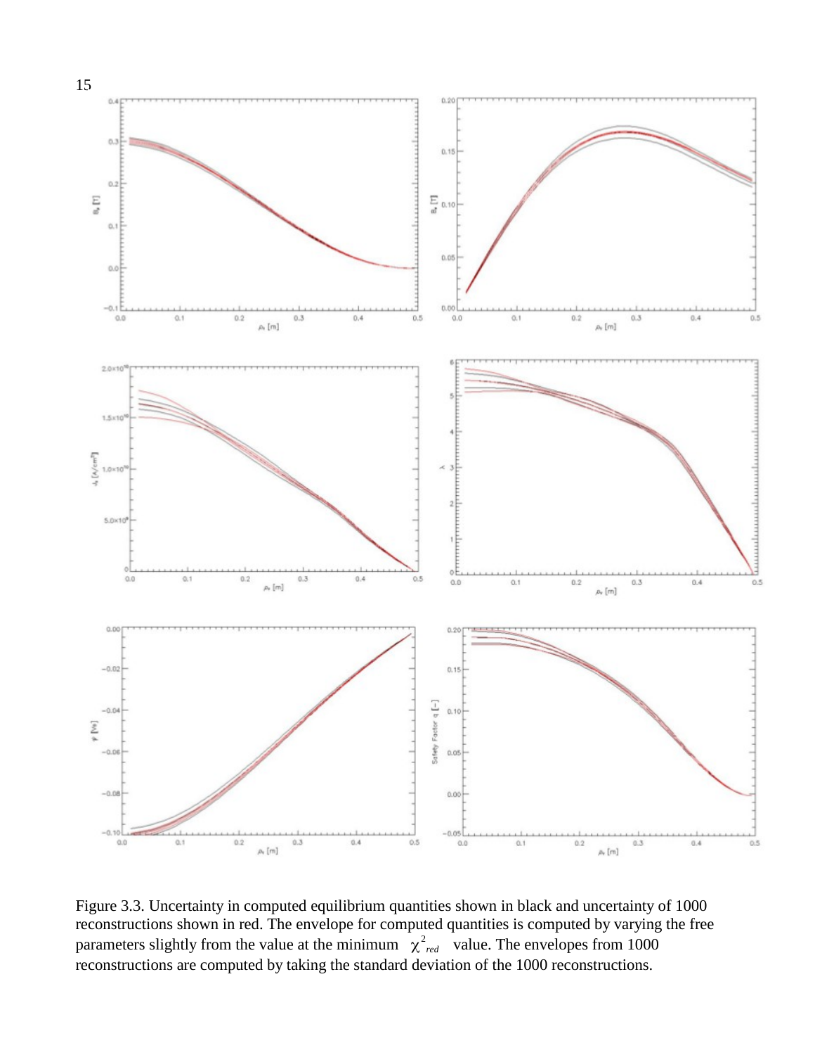Figure 3.3. Uncertainty in computed equilibrium quantities shown in black and uncertainty of 1000 reconstructions shown in red. The envelope for computed quantities is computed by varying the free parameters slightly from the value at the minimum $\chi^2_{red}$ value. The envelopes from 1000 reconstructions are computed by taking the standard deviation of the 1000 reconstructions.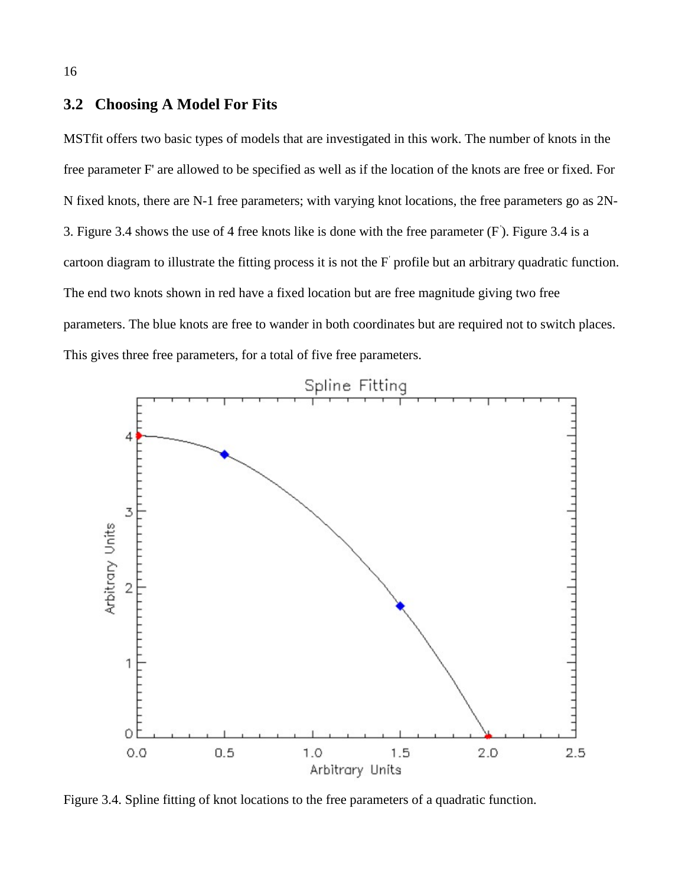## 3.2 Choosing A Model For Fits

MSTfit offers two basic types of models that are investigated in this work. The number of knots in the free parameter F' are allowed to be specified as well as if the location of the knots are free or fixed. For N fixed knots, there are N-1 free parameters; with varying knot locations, the free parameters go as 2N-3. Figure 3.4 shows the use of 4 free knots like is done with the free parameter (F'). Figure 3.4 is a cartoon diagram to illustrate the fitting process it is not the F' profile but an arbitrary quadratic function. The end two knots shown in red have a fixed location but are free magnitude giving two free parameters. The blue knots are free to wander in both coordinates but are required not to switch places. This gives three free parameters, for a total of five free parameters.

Figure 3.4. Spline fitting of knot locations to the free parameters of a quadratic function.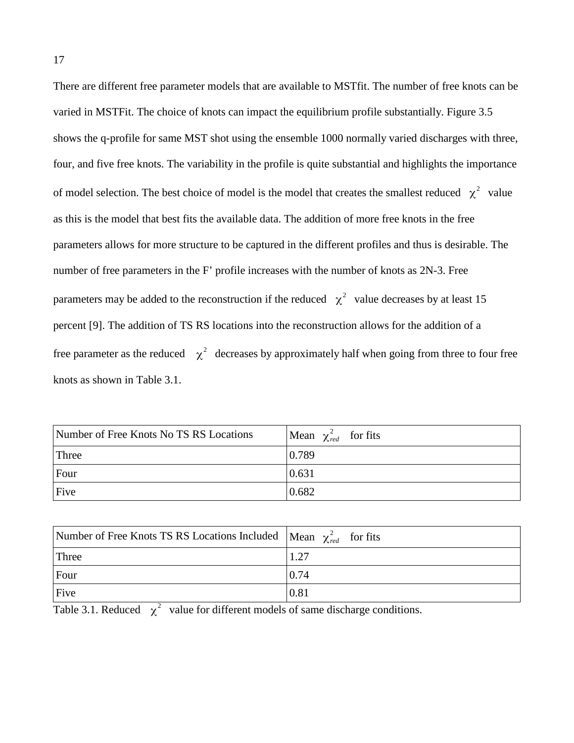There are different free parameter models that are available to MSTfit. The number of free knots can be varied in MSTFit. The choice of knots can impact the equilibrium profile substantially. Figure 3.5 shows the q-profile for same MST shot using the ensemble 1000 normally varied discharges with three, four, and five free knots. The variability in the profile is quite substantial and highlights the importance of model selection. The best choice of model is the model that creates the smallest reduced $\chi^2$ value as this is the model that best fits the available data. The addition of more free knots in the free parameters allows for more structure to be captured in the different profiles and thus is desirable. The number of free parameters in the F' profile increases with the number of knots as 2N-3. Free parameters may be added to the reconstruction if the reduced $\chi^2$ value decreases by at least 15 percent [9]. The addition of TS RS locations into the reconstruction allows for the addition of a free parameter as the reduced $\chi^2$ decreases by approximately half when going from three to four free knots as shown in Table 3.1.

| Number of Free Knots No TS RS Locations | Mean $\chi^2_{red}$ for fits |
|---|---|
| Three | 0.789 |
| Four | 0.631 |
| Five | 0.682 |

| Number of Free Knots TS RS Locations Included | Mean $\chi^2_{red}$ for fits |
|---|---|
| Three | 1.27 |
| Four | 0.74 |
| Five | 0.81 |

Table 3.1. Reduced $\chi^2$ value for different models of same discharge conditions.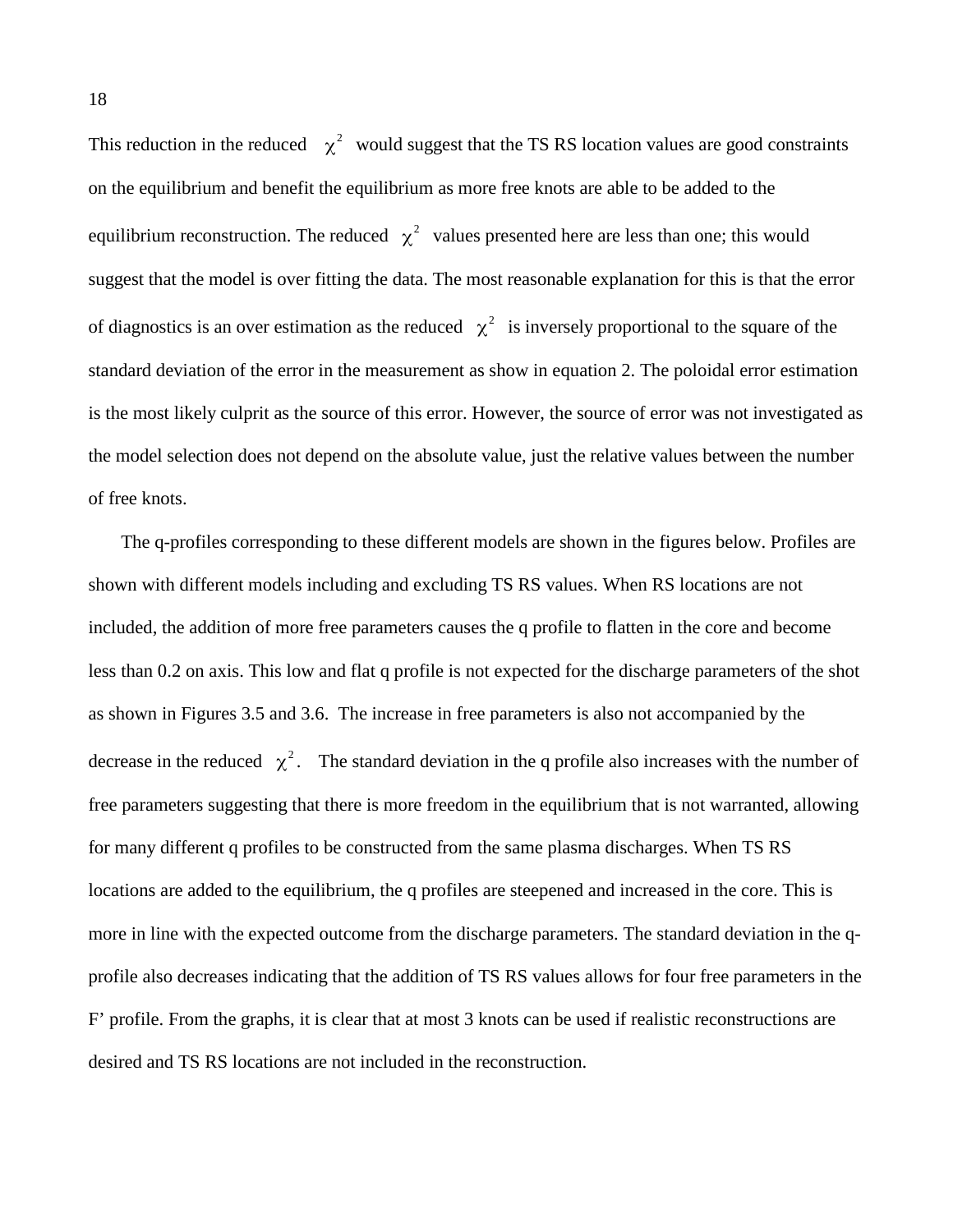This reduction in the reduced $\chi^2$ would suggest that the TS RS location values are good constraints on the equilibrium and benefit the equilibrium as more free knots are able to be added to the equilibrium reconstruction. The reduced $\chi^2$ values presented here are less than one; this would suggest that the model is over fitting the data. The most reasonable explanation for this is that the error of diagnostics is an over estimation as the reduced $\chi^2$ is inversely proportional to the square of the standard deviation of the error in the measurement as show in equation 2. The poloidal error estimation is the most likely culprit as the source of this error. However, the source of error was not investigated as the model selection does not depend on the absolute value, just the relative values between the number of free knots.

The q-profiles corresponding to these different models are shown in the figures below. Profiles are shown with different models including and excluding TS RS values. When RS locations are not included, the addition of more free parameters causes the q profile to flatten in the core and become less than 0.2 on axis. This low and flat q profile is not expected for the discharge parameters of the shot as shown in Figures 3.5 and 3.6. The increase in free parameters is also not accompanied by the decrease in the reduced $\chi^2$. The standard deviation in the q profile also increases with the number of free parameters suggesting that there is more freedom in the equilibrium that is not warranted, allowing for many different q profiles to be constructed from the same plasma discharges. When TS RS locations are added to the equilibrium, the q profiles are steepened and increased in the core. This is more in line with the expected outcome from the discharge parameters. The standard deviation in the q-profile also decreases indicating that the addition of TS RS values allows for four free parameters in the F' profile. From the graphs, it is clear that at most 3 knots can be used if realistic reconstructions are desired and TS RS locations are not included in the reconstruction.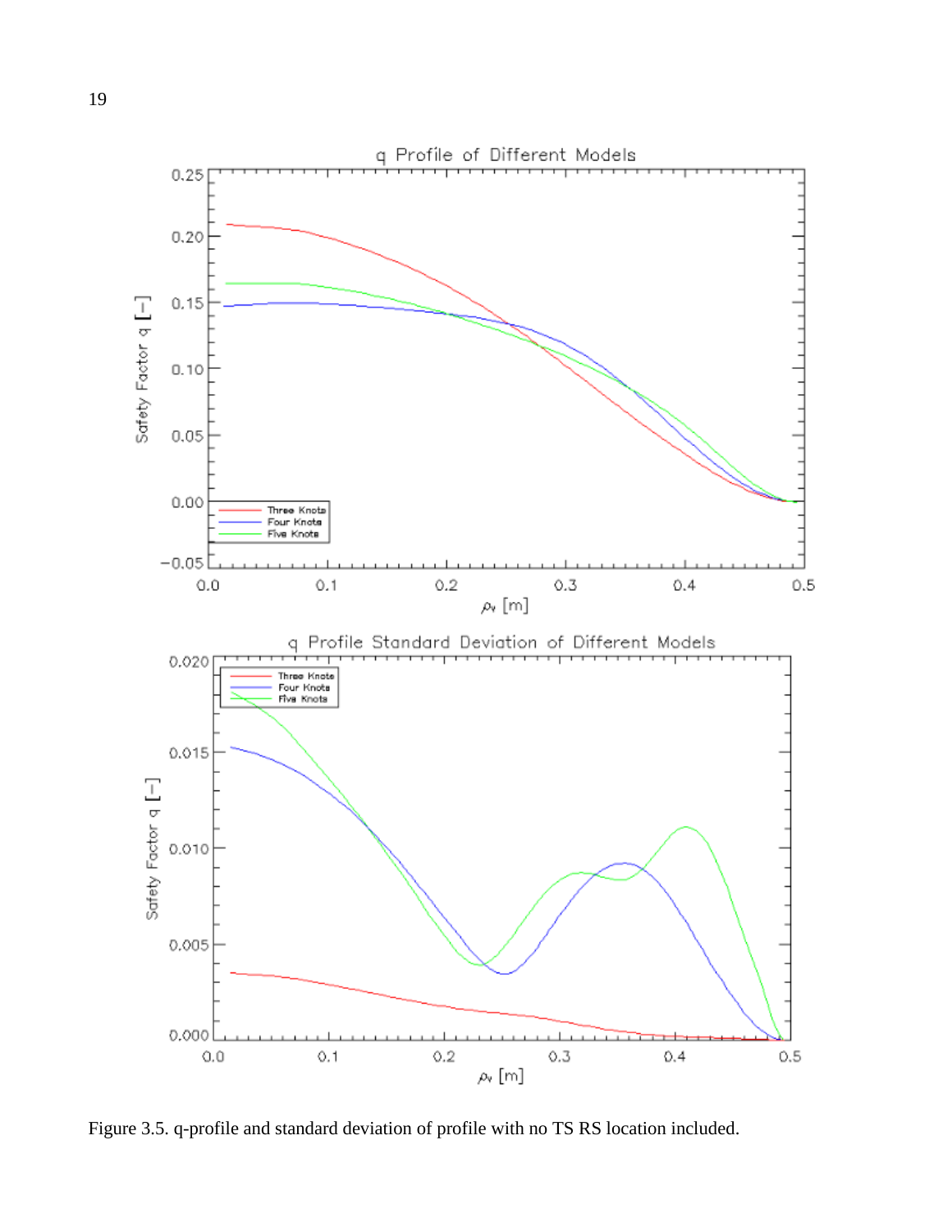Figure 3.5. q-profile and standard deviation of profile with no TS RS location included.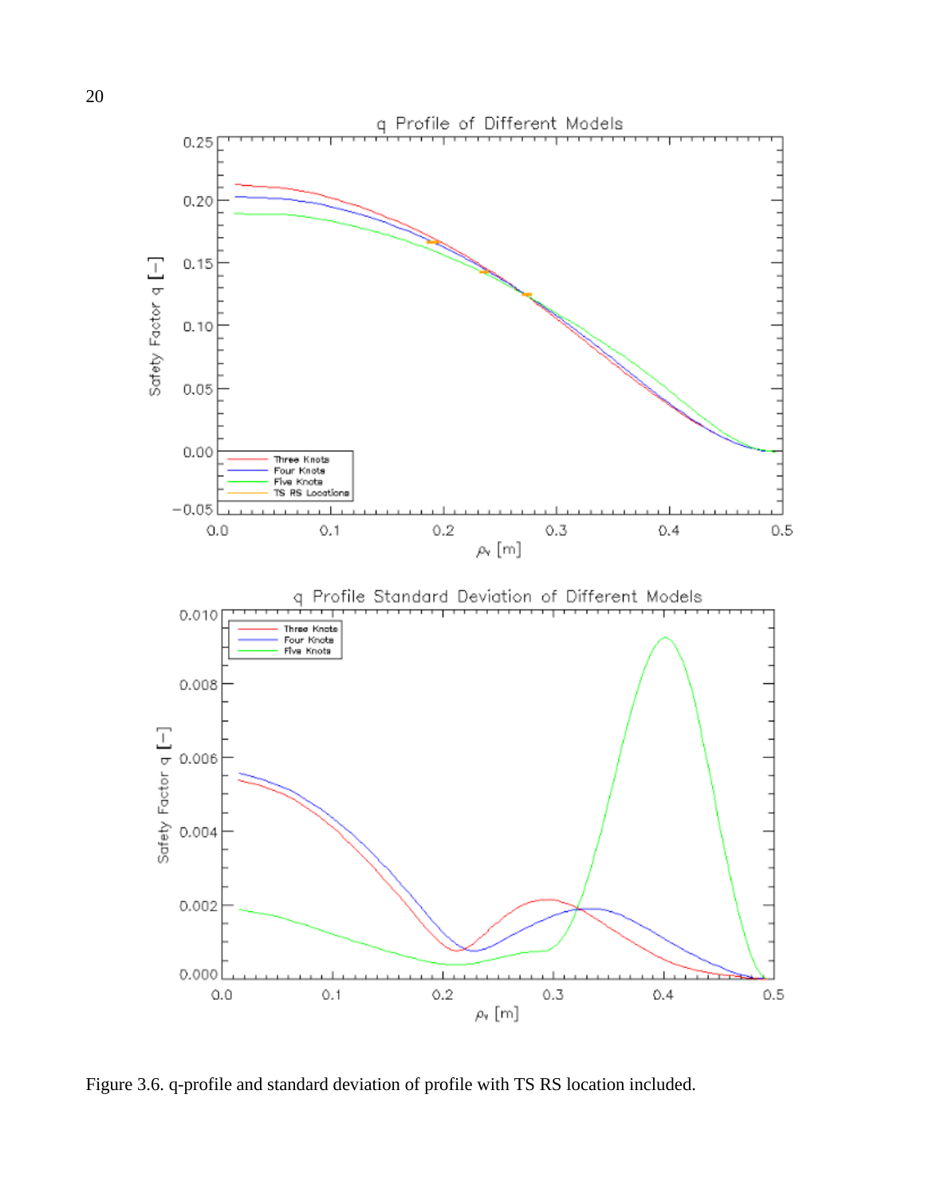Figure 3.6. q-profile and standard deviation of profile with TS RS location included.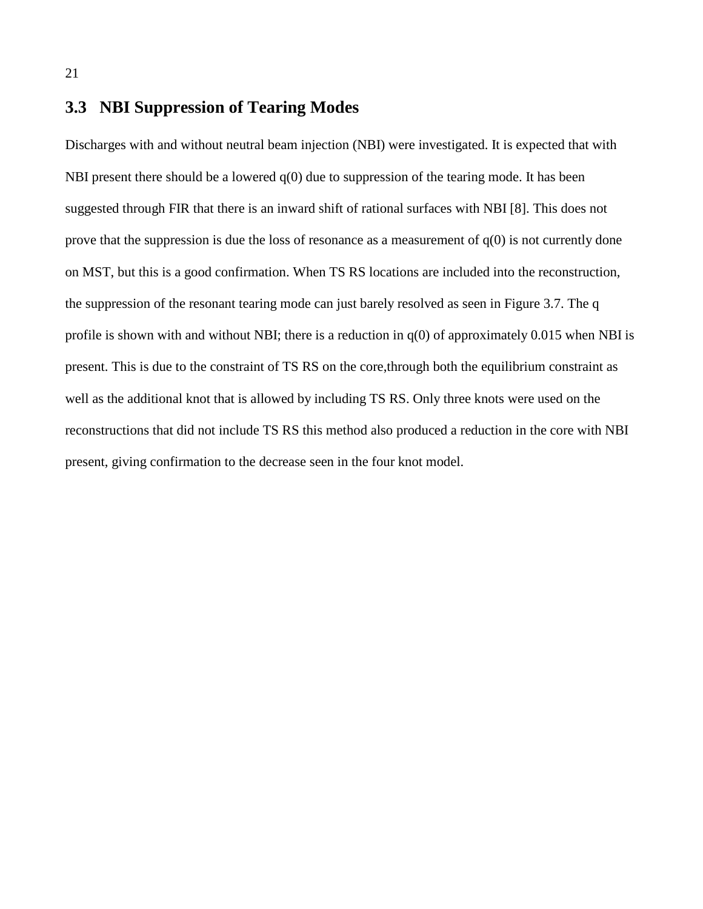## 3.3 NBI Suppression of Tearing Modes

Discharges with and without neutral beam injection (NBI) were investigated. It is expected that with NBI present there should be a lowered q(0) due to suppression of the tearing mode. It has been suggested through FIR that there is an inward shift of rational surfaces with NBI [8]. This does not prove that the suppression is due the loss of resonance as a measurement of q(0) is not currently done on MST, but this is a good confirmation. When TS RS locations are included into the reconstruction, the suppression of the resonant tearing mode can just barely resolved as seen in Figure 3.7. The q profile is shown with and without NBI; there is a reduction in q(0) of approximately 0.015 when NBI is present. This is due to the constraint of TS RS on the core,through both the equilibrium constraint as well as the additional knot that is allowed by including TS RS. Only three knots were used on the reconstructions that did not include TS RS this method also produced a reduction in the core with NBI present, giving confirmation to the decrease seen in the four knot model.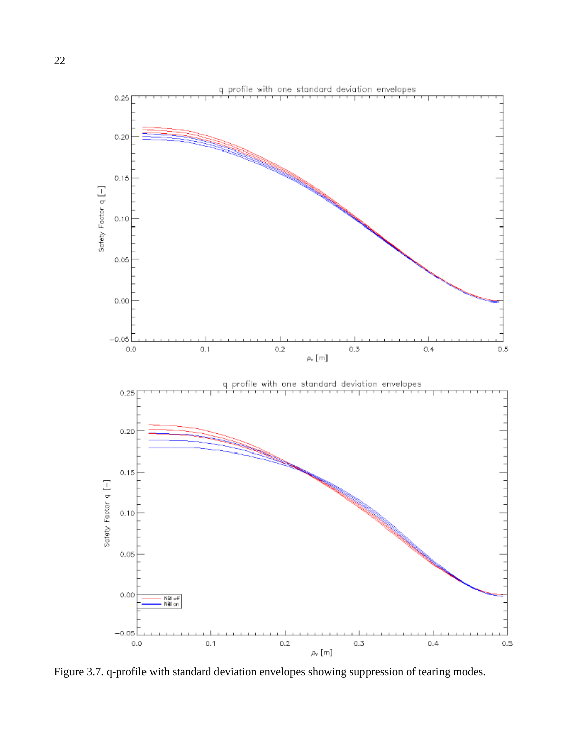Figure 3.7. q-profile with standard deviation envelopes showing suppression of tearing modes.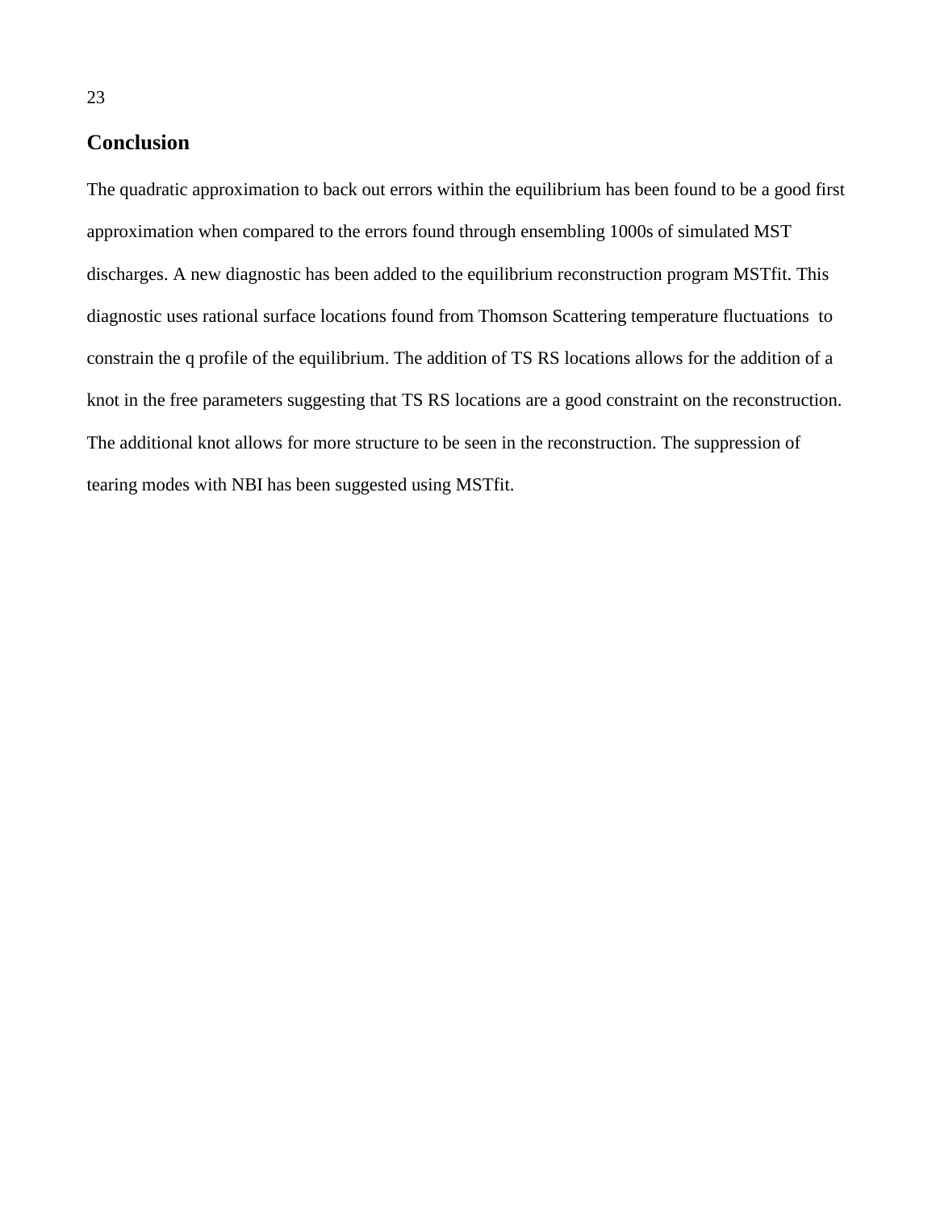## Conclusion

The quadratic approximation to back out errors within the equilibrium has been found to be a good first approximation when compared to the errors found through ensembling 1000s of simulated MST discharges. A new diagnostic has been added to the equilibrium reconstruction program MSTfit. This diagnostic uses rational surface locations found from Thomson Scattering temperature fluctuations to constrain the q profile of the equilibrium. The addition of TS RS locations allows for the addition of a knot in the free parameters suggesting that TS RS locations are a good constraint on the reconstruction. The additional knot allows for more structure to be seen in the reconstruction. The suppression of tearing modes with NBI has been suggested using MSTfit.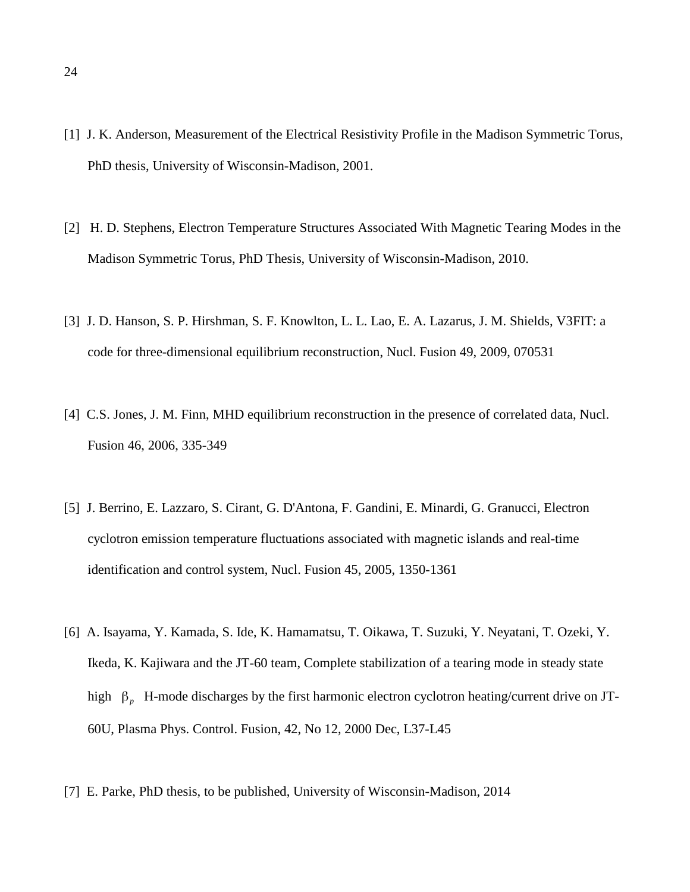[1] J. K. Anderson, Measurement of the Electrical Resistivity Profile in the Madison Symmetric Torus, PhD thesis, University of Wisconsin-Madison, 2001.

[2] H. D. Stephens, Electron Temperature Structures Associated With Magnetic Tearing Modes in the Madison Symmetric Torus, PhD Thesis, University of Wisconsin-Madison, 2010.

[3] J. D. Hanson, S. P. Hirshman, S. F. Knowlton, L. L. Lao, E. A. Lazarus, J. M. Shields, V3FIT: a code for three-dimensional equilibrium reconstruction, Nucl. Fusion 49, 2009, 070531

[4] C.S. Jones, J. M. Finn, MHD equilibrium reconstruction in the presence of correlated data, Nucl. Fusion 46, 2006, 335-349

[5] J. Berrino, E. Lazzaro, S. Cirant, G. D'Antona, F. Gandini, E. Minardi, G. Granucci, Electron cyclotron emission temperature fluctuations associated with magnetic islands and real-time identification and control system, Nucl. Fusion 45, 2005, 1350-1361

[6] A. Isayama, Y. Kamada, S. Ide, K. Hamamatsu, T. Oikawa, T. Suzuki, Y. Neyatani, T. Ozeki, Y. Ikeda, K. Kajiwara and the JT-60 team, Complete stabilization of a tearing mode in steady state high $\beta_p$ H-mode discharges by the first harmonic electron cyclotron heating/current drive on JT-60U, Plasma Phys. Control. Fusion, 42, No 12, 2000 Dec, L37-L45

[7] E. Parke, PhD thesis, to be published, University of Wisconsin-Madison, 2014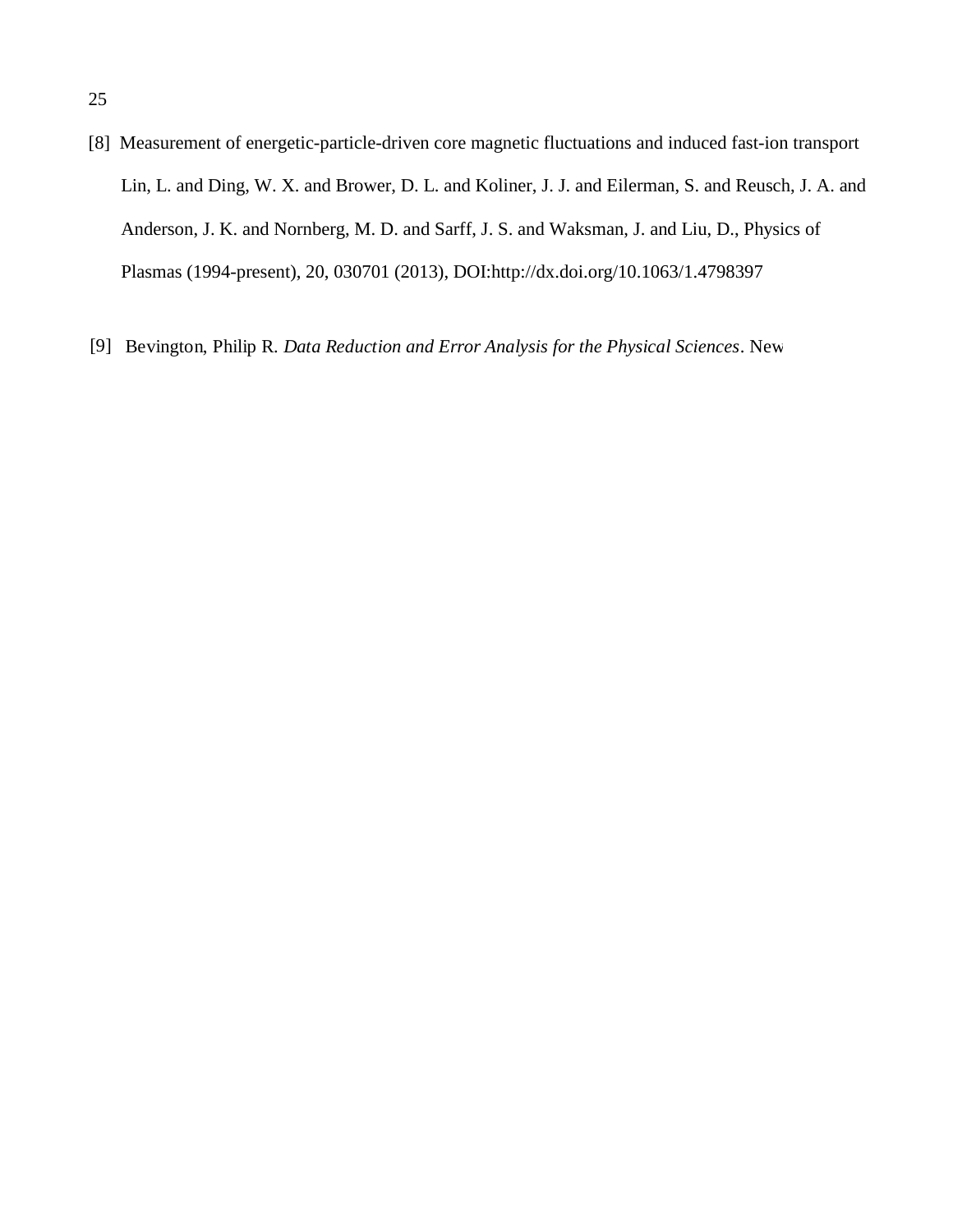[8] Measurement of energetic-particle-driven core magnetic fluctuations and induced fast-ion transport Lin, L. and Ding, W. X. and Brower, D. L. and Koliner, J. J. and Eilerman, S. and Reusch, J. A. and Anderson, J. K. and Nornberg, M. D. and Sarff, J. S. and Waksman, J. and Liu, D., Physics of Plasmas (1994-present), 20, 030701 (2013), DOI:http://dx.doi.org/10.1063/1.4798397

[9] Bevington, Philip R. *Data Reduction and Error Analysis for the Physical Sciences*. New